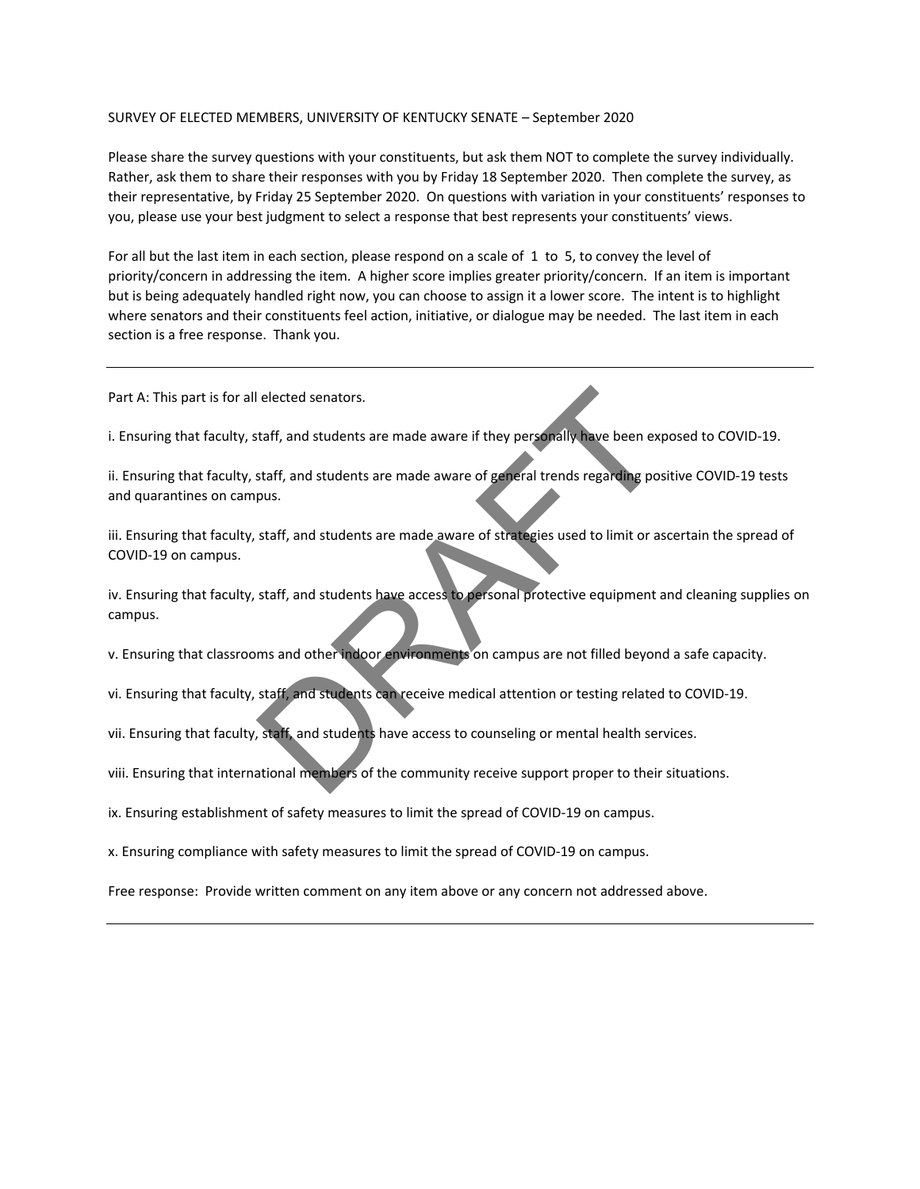SURVEY OF ELECTED MEMBERS, UNIVERSITY OF KENTUCKY SENATE – September 2020

Please share the survey questions with your constituents, but ask them NOT to complete the survey individually. Rather, ask them to share their responses with you by Friday 18 September 2020. Then complete the survey, as their representative, by Friday 25 September 2020. On questions with variation in your constituents' responses to you, please use your best judgment to select a response that best represents your constituents' views.

For all but the last item in each section, please respond on a scale of 1 to 5, to convey the level of priority/concern in addressing the item. A higher score implies greater priority/concern. If an item is important but is being adequately handled right now, you can choose to assign it a lower score. The intent is to highlight where senators and their constituents feel action, initiative, or dialogue may be needed. The last item in each section is a free response. Thank you.

---

Part A: This part is for all elected senators.

i. Ensuring that faculty, staff, and students are made aware if they personally have been exposed to COVID-19.

ii. Ensuring that faculty, staff, and students are made aware of general trends regarding positive COVID-19 tests and quarantines on campus.

iii. Ensuring that faculty, staff, and students are made aware of strategies used to limit or ascertain the spread of COVID-19 on campus.

iv. Ensuring that faculty, staff, and students have access to personal protective equipment and cleaning supplies on campus.

v. Ensuring that classrooms and other indoor environments on campus are not filled beyond a safe capacity.

vi. Ensuring that faculty, staff, and students can receive medical attention or testing related to COVID-19.

vii. Ensuring that faculty, staff, and students have access to counseling or mental health services.

viii. Ensuring that international members of the community receive support proper to their situations.

ix. Ensuring establishment of safety measures to limit the spread of COVID-19 on campus.

x. Ensuring compliance with safety measures to limit the spread of COVID-19 on campus.

Free response: Provide written comment on any item above or any concern not addressed above.

---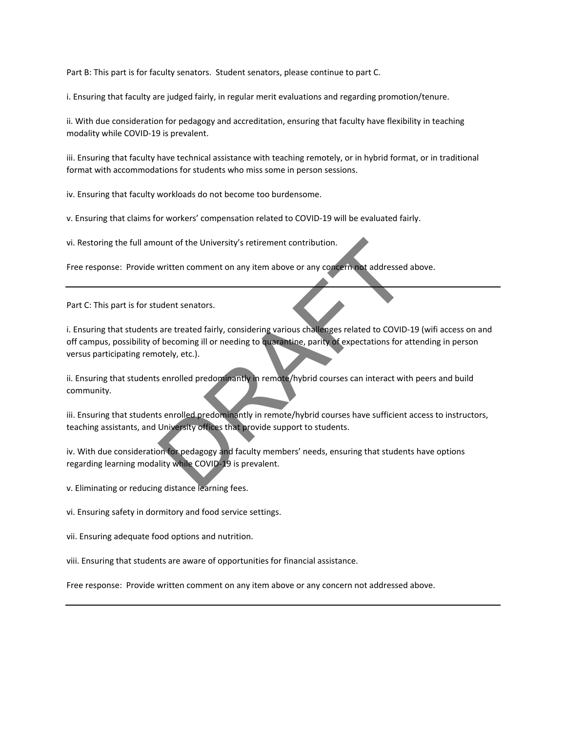Part B: This part is for faculty senators. Student senators, please continue to part C.

i. Ensuring that faculty are judged fairly, in regular merit evaluations and regarding promotion/tenure.

ii. With due consideration for pedagogy and accreditation, ensuring that faculty have flexibility in teaching modality while COVID-19 is prevalent.

iii. Ensuring that faculty have technical assistance with teaching remotely, or in hybrid format, or in traditional format with accommodations for students who miss some in person sessions.

iv. Ensuring that faculty workloads do not become too burdensome.

v. Ensuring that claims for workers' compensation related to COVID-19 will be evaluated fairly.

vi. Restoring the full amount of the University's retirement contribution.

Free response: Provide written comment on any item above or any concern not addressed above.

---

Part C: This part is for student senators.

i. Ensuring that students are treated fairly, considering various challenges related to COVID-19 (wifi access on and off campus, possibility of becoming ill or needing to quarantine, parity of expectations for attending in person versus participating remotely, etc.).

ii. Ensuring that students enrolled predominantly in remote/hybrid courses can interact with peers and build community.

iii. Ensuring that students enrolled predominantly in remote/hybrid courses have sufficient access to instructors, teaching assistants, and University offices that provide support to students.

iv. With due consideration for pedagogy and faculty members' needs, ensuring that students have options regarding learning modality while COVID-19 is prevalent.

v. Eliminating or reducing distance learning fees.

vi. Ensuring safety in dormitory and food service settings.

vii. Ensuring adequate food options and nutrition.

viii. Ensuring that students are aware of opportunities for financial assistance.

Free response: Provide written comment on any item above or any concern not addressed above.

---